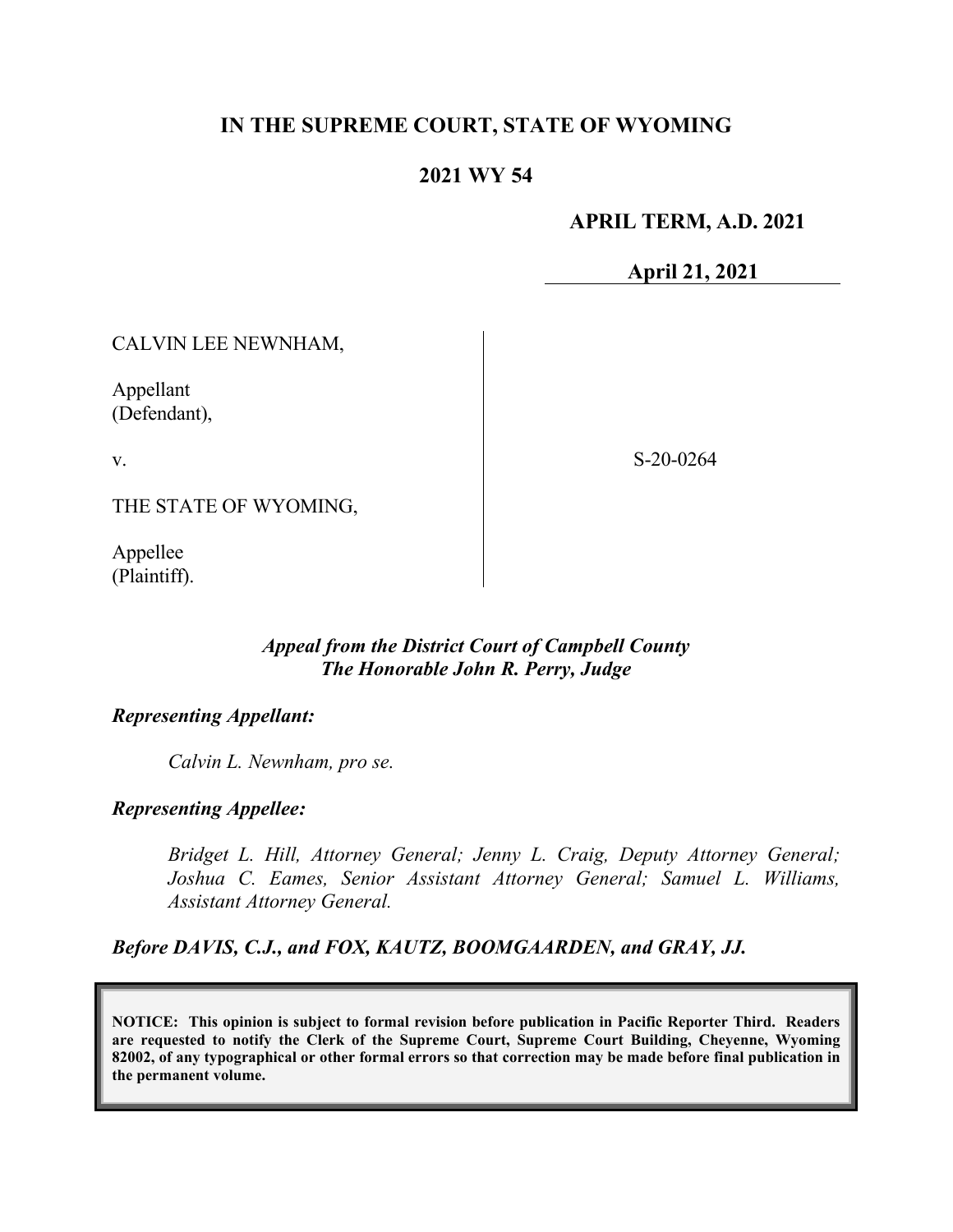# IN THE SUPREME COURT, STATE OF WYOMING

## 2021 WY 54

**APRIL TERM, A.D. 2021**

**April 21, 2021**

| | |
|---|---|
| CALVIN LEE NEWNHAM,<br><br>Appellant<br>(Defendant),<br><br>v.<br><br>THE STATE OF WYOMING,<br><br>Appellee<br>(Plaintiff). | S-20-0264 |

***Appeal from the District Court of Campbell County***
***The Honorable John R. Perry, Judge***

***Representing Appellant:***

*Calvin L. Newnham, pro se.*

***Representing Appellee:***

*Bridget L. Hill, Attorney General; Jenny L. Craig, Deputy Attorney General; Joshua C. Eames, Senior Assistant Attorney General; Samuel L. Williams, Assistant Attorney General.*

***Before DAVIS, C.J., and FOX, KAUTZ, BOOMGAARDEN, and GRAY, JJ.***

**NOTICE: This opinion is subject to formal revision before publication in Pacific Reporter Third. Readers are requested to notify the Clerk of the Supreme Court, Supreme Court Building, Cheyenne, Wyoming 82002, of any typographical or other formal errors so that correction may be made before final publication in the permanent volume.**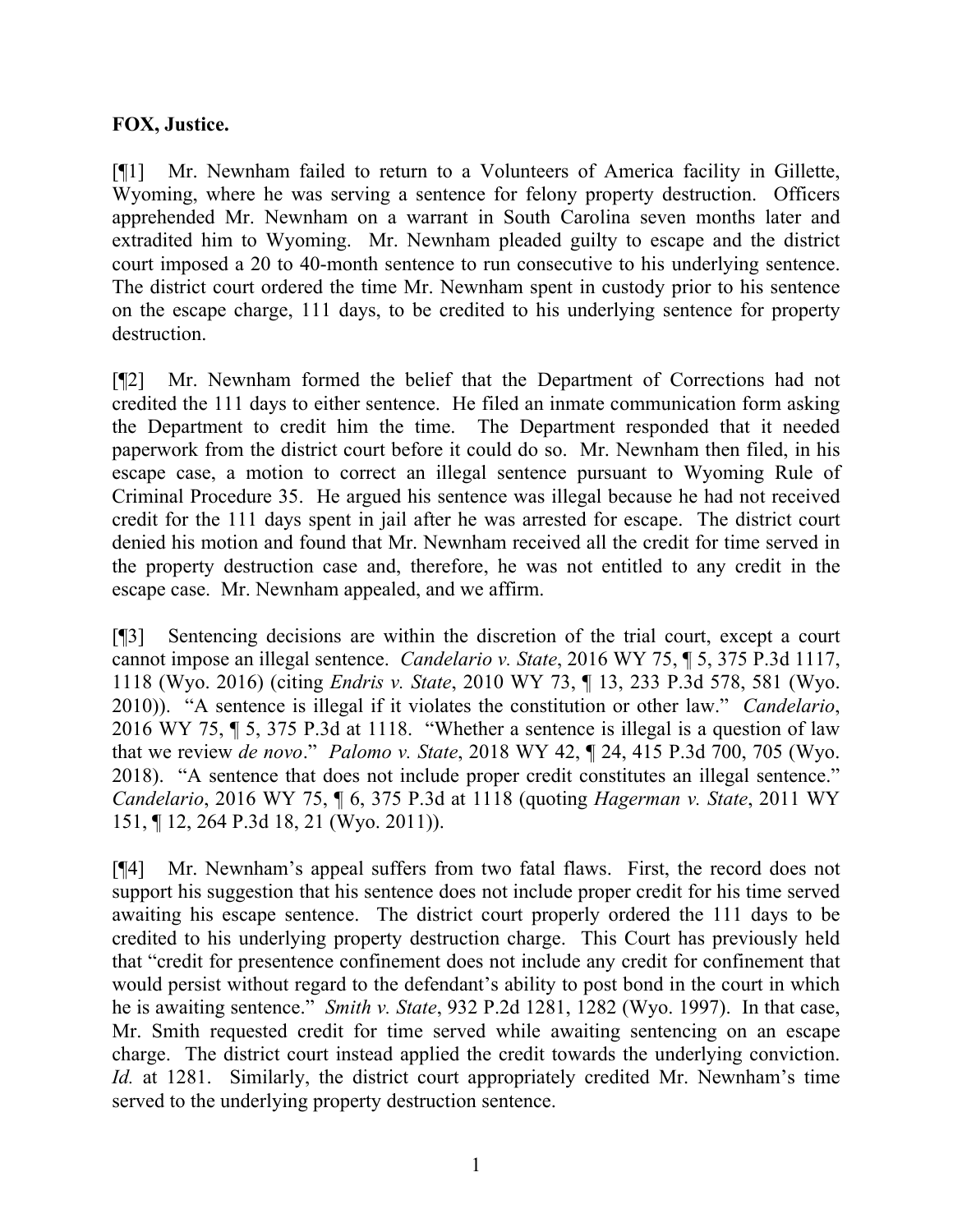**FOX, Justice.**

[¶1] Mr. Newnham failed to return to a Volunteers of America facility in Gillette, Wyoming, where he was serving a sentence for felony property destruction. Officers apprehended Mr. Newnham on a warrant in South Carolina seven months later and extradited him to Wyoming. Mr. Newnham pleaded guilty to escape and the district court imposed a 20 to 40-month sentence to run consecutive to his underlying sentence. The district court ordered the time Mr. Newnham spent in custody prior to his sentence on the escape charge, 111 days, to be credited to his underlying sentence for property destruction.

[¶2] Mr. Newnham formed the belief that the Department of Corrections had not credited the 111 days to either sentence. He filed an inmate communication form asking the Department to credit him the time. The Department responded that it needed paperwork from the district court before it could do so. Mr. Newnham then filed, in his escape case, a motion to correct an illegal sentence pursuant to Wyoming Rule of Criminal Procedure 35. He argued his sentence was illegal because he had not received credit for the 111 days spent in jail after he was arrested for escape. The district court denied his motion and found that Mr. Newnham received all the credit for time served in the property destruction case and, therefore, he was not entitled to any credit in the escape case. Mr. Newnham appealed, and we affirm.

[¶3] Sentencing decisions are within the discretion of the trial court, except a court cannot impose an illegal sentence. *Candelario v. State*, 2016 WY 75, ¶ 5, 375 P.3d 1117, 1118 (Wyo. 2016) (citing *Endris v. State*, 2010 WY 73, ¶ 13, 233 P.3d 578, 581 (Wyo. 2010)). "A sentence is illegal if it violates the constitution or other law." *Candelario*, 2016 WY 75, ¶ 5, 375 P.3d at 1118. "Whether a sentence is illegal is a question of law that we review *de novo*." *Palomo v. State*, 2018 WY 42, ¶ 24, 415 P.3d 700, 705 (Wyo. 2018). "A sentence that does not include proper credit constitutes an illegal sentence." *Candelario*, 2016 WY 75, ¶ 6, 375 P.3d at 1118 (quoting *Hagerman v. State*, 2011 WY 151, ¶ 12, 264 P.3d 18, 21 (Wyo. 2011)).

[¶4] Mr. Newnham's appeal suffers from two fatal flaws. First, the record does not support his suggestion that his sentence does not include proper credit for his time served awaiting his escape sentence. The district court properly ordered the 111 days to be credited to his underlying property destruction charge. This Court has previously held that "credit for presentence confinement does not include any credit for confinement that would persist without regard to the defendant's ability to post bond in the court in which he is awaiting sentence." *Smith v. State*, 932 P.2d 1281, 1282 (Wyo. 1997). In that case, Mr. Smith requested credit for time served while awaiting sentencing on an escape charge. The district court instead applied the credit towards the underlying conviction. *Id.* at 1281. Similarly, the district court appropriately credited Mr. Newnham's time served to the underlying property destruction sentence.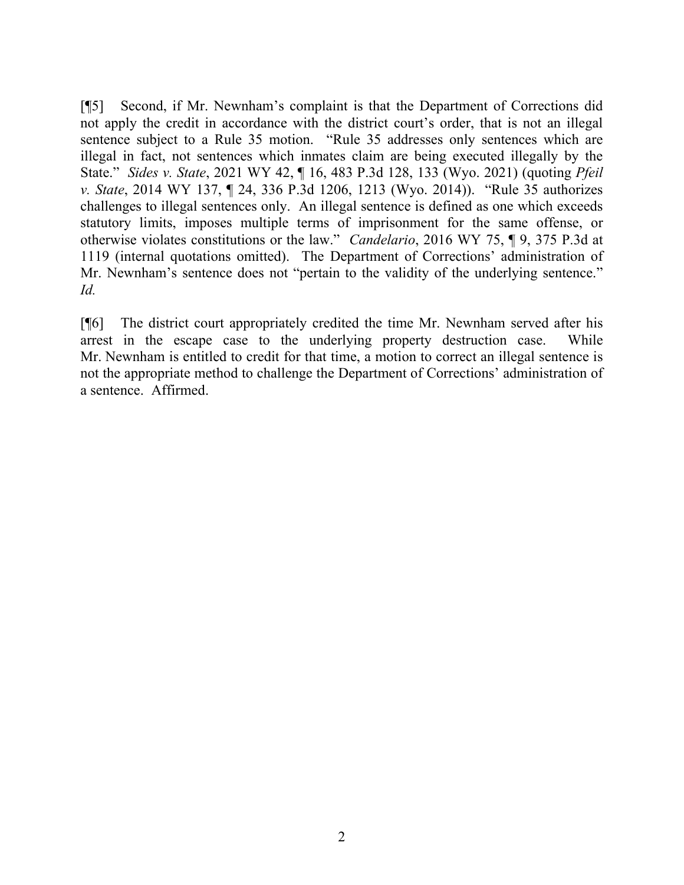[¶5] Second, if Mr. Newnham's complaint is that the Department of Corrections did not apply the credit in accordance with the district court's order, that is not an illegal sentence subject to a Rule 35 motion. "Rule 35 addresses only sentences which are illegal in fact, not sentences which inmates claim are being executed illegally by the State." *Sides v. State*, 2021 WY 42, ¶ 16, 483 P.3d 128, 133 (Wyo. 2021) (quoting *Pfeil v. State*, 2014 WY 137, ¶ 24, 336 P.3d 1206, 1213 (Wyo. 2014)). "Rule 35 authorizes challenges to illegal sentences only. An illegal sentence is defined as one which exceeds statutory limits, imposes multiple terms of imprisonment for the same offense, or otherwise violates constitutions or the law." *Candelario*, 2016 WY 75, ¶ 9, 375 P.3d at 1119 (internal quotations omitted). The Department of Corrections' administration of Mr. Newnham's sentence does not "pertain to the validity of the underlying sentence." *Id.*

[¶6] The district court appropriately credited the time Mr. Newnham served after his arrest in the escape case to the underlying property destruction case. While Mr. Newnham is entitled to credit for that time, a motion to correct an illegal sentence is not the appropriate method to challenge the Department of Corrections' administration of a sentence. Affirmed.